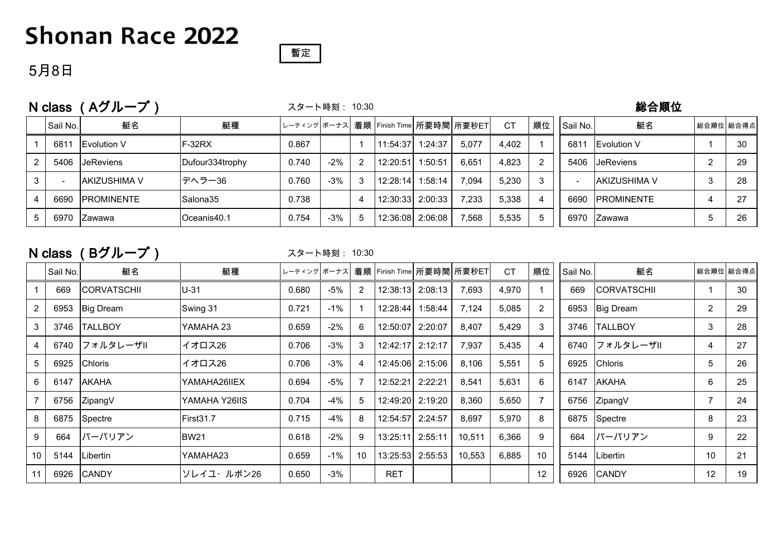# Shonan Race 2022

暫定

5月8日

## N class（Aグループ）

スタート時刻： 10:30

| | Sail No. | 艇名 | 艇種 | レーティング | ボーナス | 着順 | Finish Time | 所要時間 | 所要秒ET | CT | 順位 |
|---|---|---|---|---|---|---|---|---|---|---|---|
| 1 | 6811 | Evolution V | F-32RX | 0.867 | | 1 | 11:54:37 | 1:24:37 | 5,077 | 4,402 | 1 |
| 2 | 5406 | JeReviens | Dufour334trophy | 0.740 | -2% | 2 | 12:20:51 | 1:50:51 | 6,651 | 4,823 | 2 |
| 3 | - | AKIZUSHIMA V | デヘラー36 | 0.760 | -3% | 3 | 12:28:14 | 1:58:14 | 7,094 | 5,230 | 3 |
| 4 | 6690 | PROMINENTE | Salona35 | 0.738 | | 4 | 12:30:33 | 2:00:33 | 7,233 | 5,338 | 4 |
| 5 | 6970 | Zawawa | Oceanis40.1 | 0.754 | -3% | 5 | 12:36:08 | 2:06:08 | 7,568 | 5,535 | 5 |

### 総合順位

| Sail No. | 艇名 | 総合順位 | 総合得点 |
|---|---|---|---|
| 6811 | Evolution V | 1 | 30 |
| 5406 | JeReviens | 2 | 29 |
| - | AKIZUSHIMA V | 3 | 28 |
| 6690 | PROMINENTE | 4 | 27 |
| 6970 | Zawawa | 5 | 26 |

## N class（Bグループ）

スタート時刻： 10:30

| | Sail No. | 艇名 | 艇種 | レーティング | ボーナス | 着順 | Finish Time | 所要時間 | 所要秒ET | CT | 順位 |
|---|---|---|---|---|---|---|---|---|---|---|---|
| 1 | 669 | CORVATSCHII | U-31 | 0.680 | -5% | 2 | 12:38:13 | 2:08:13 | 7,693 | 4,970 | 1 |
| 2 | 6953 | Big Dream | Swing 31 | 0.721 | -1% | 1 | 12:28:44 | 1:58:44 | 7,124 | 5,085 | 2 |
| 3 | 3746 | TALLBOY | YAMAHA 23 | 0.659 | -2% | 6 | 12:50:07 | 2:20:07 | 8,407 | 5,429 | 3 |
| 4 | 6740 | フォルタレーザII | イオロス26 | 0.706 | -3% | 3 | 12:42:17 | 2:12:17 | 7,937 | 5,435 | 4 |
| 5 | 6925 | Chloris | イオロス26 | 0.706 | -3% | 4 | 12:45:06 | 2:15:06 | 8,106 | 5,551 | 5 |
| 6 | 6147 | AKAHA | YAMAHA26IIEX | 0.694 | -5% | 7 | 12:52:21 | 2:22:21 | 8,541 | 5,631 | 6 |
| 7 | 6756 | ZipangV | YAMAHA Y26IIS | 0.704 | -4% | 5 | 12:49:20 | 2:19:20 | 8,360 | 5,650 | 7 |
| 8 | 6875 | Spectre | First31.7 | 0.715 | -4% | 8 | 12:54:57 | 2:24:57 | 8,697 | 5,970 | 8 |
| 9 | 664 | バーバリアン | BW21 | 0.618 | -2% | 9 | 13:25:11 | 2:55:11 | 10,511 | 6,366 | 9 |
| 10 | 5144 | Libertin | YAMAHA23 | 0.659 | -1% | 10 | 13:25:53 | 2:55:53 | 10,553 | 6,885 | 10 |
| 11 | 6926 | CANDY | ソレイユ・ルボン26 | 0.650 | -3% | | RET | | | | 12 |

### 総合順位

| Sail No. | 艇名 | 総合順位 | 総合得点 |
|---|---|---|---|
| 669 | CORVATSCHII | 1 | 30 |
| 6953 | Big Dream | 2 | 29 |
| 3746 | TALLBOY | 3 | 28 |
| 6740 | フォルタレーザII | 4 | 27 |
| 6925 | Chloris | 5 | 26 |
| 6147 | AKAHA | 6 | 25 |
| 6756 | ZipangV | 7 | 24 |
| 6875 | Spectre | 8 | 23 |
| 664 | バーバリアン | 9 | 22 |
| 5144 | Libertin | 10 | 21 |
| 6926 | CANDY | 12 | 19 |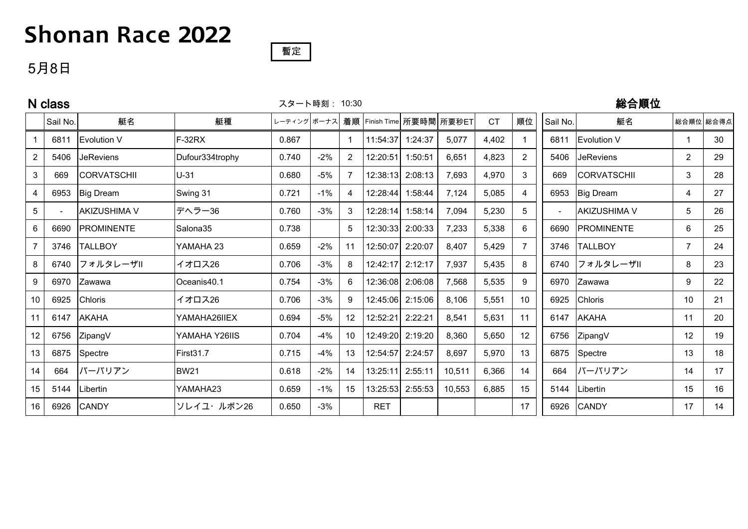# Shonan Race 2022

暫定

5月8日

## N class

スタート時刻： 10:30

|  | Sail No. | 艇名 | 艇種 | レーティング | ボーナス | 着順 | Finish Time | 所要時間 | 所要秒ET | CT | 順位 |
|---|---|---|---|---|---|---|---|---|---|---|---|
| 1 | 6811 | Evolution V | F-32RX | 0.867 |  | 1 | 11:54:37 | 1:24:37 | 5,077 | 4,402 | 1 |
| 2 | 5406 | JeReviens | Dufour334trophy | 0.740 | -2% | 2 | 12:20:51 | 1:50:51 | 6,651 | 4,823 | 2 |
| 3 | 669 | CORVATSCHII | U-31 | 0.680 | -5% | 7 | 12:38:13 | 2:08:13 | 7,693 | 4,970 | 3 |
| 4 | 6953 | Big Dream | Swing 31 | 0.721 | -1% | 4 | 12:28:44 | 1:58:44 | 7,124 | 5,085 | 4 |
| 5 | - | AKIZUSHIMA V | デヘラー36 | 0.760 | -3% | 3 | 12:28:14 | 1:58:14 | 7,094 | 5,230 | 5 |
| 6 | 6690 | PROMINENTE | Salona35 | 0.738 |  | 5 | 12:30:33 | 2:00:33 | 7,233 | 5,338 | 6 |
| 7 | 3746 | TALLBOY | YAMAHA 23 | 0.659 | -2% | 11 | 12:50:07 | 2:20:07 | 8,407 | 5,429 | 7 |
| 8 | 6740 | フォルタレーザII | イオロス26 | 0.706 | -3% | 8 | 12:42:17 | 2:12:17 | 7,937 | 5,435 | 8 |
| 9 | 6970 | Zawawa | Oceanis40.1 | 0.754 | -3% | 6 | 12:36:08 | 2:06:08 | 7,568 | 5,535 | 9 |
| 10 | 6925 | Chloris | イオロス26 | 0.706 | -3% | 9 | 12:45:06 | 2:15:06 | 8,106 | 5,551 | 10 |
| 11 | 6147 | AKAHA | YAMAHA26IIEX | 0.694 | -5% | 12 | 12:52:21 | 2:22:21 | 8,541 | 5,631 | 11 |
| 12 | 6756 | ZipangV | YAMAHA Y26IIS | 0.704 | -4% | 10 | 12:49:20 | 2:19:20 | 8,360 | 5,650 | 12 |
| 13 | 6875 | Spectre | First31.7 | 0.715 | -4% | 13 | 12:54:57 | 2:24:57 | 8,697 | 5,970 | 13 |
| 14 | 664 | バーバリアン | BW21 | 0.618 | -2% | 14 | 13:25:11 | 2:55:11 | 10,511 | 6,366 | 14 |
| 15 | 5144 | Libertin | YAMAHA23 | 0.659 | -1% | 15 | 13:25:53 | 2:55:53 | 10,553 | 6,885 | 15 |
| 16 | 6926 | CANDY | ソレイユ· ルボン26 | 0.650 | -3% |  | RET |  |  |  | 17 |

## 総合順位

| Sail No. | 艇名 | 総合順位 | 総合得点 |
|---|---|---|---|
| 6811 | Evolution V | 1 | 30 |
| 5406 | JeReviens | 2 | 29 |
| 669 | CORVATSCHII | 3 | 28 |
| 6953 | Big Dream | 4 | 27 |
| - | AKIZUSHIMA V | 5 | 26 |
| 6690 | PROMINENTE | 6 | 25 |
| 3746 | TALLBOY | 7 | 24 |
| 6740 | フォルタレーザII | 8 | 23 |
| 6970 | Zawawa | 9 | 22 |
| 6925 | Chloris | 10 | 21 |
| 6147 | AKAHA | 11 | 20 |
| 6756 | ZipangV | 12 | 19 |
| 6875 | Spectre | 13 | 18 |
| 664 | バーバリアン | 14 | 17 |
| 5144 | Libertin | 15 | 16 |
| 6926 | CANDY | 17 | 14 |